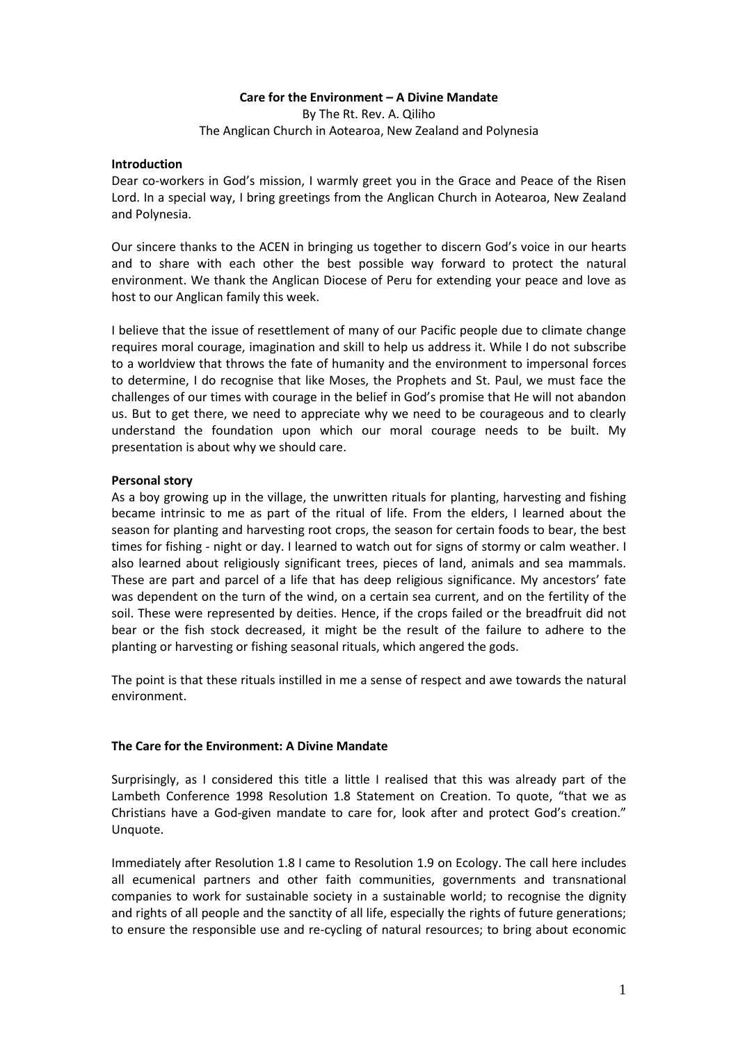# Care for the Environment – A Divine Mandate

By The Rt. Rev. A. Qiliho
The Anglican Church in Aotearoa, New Zealand and Polynesia

## Introduction

Dear co-workers in God's mission, I warmly greet you in the Grace and Peace of the Risen Lord. In a special way, I bring greetings from the Anglican Church in Aotearoa, New Zealand and Polynesia.

Our sincere thanks to the ACEN in bringing us together to discern God's voice in our hearts and to share with each other the best possible way forward to protect the natural environment. We thank the Anglican Diocese of Peru for extending your peace and love as host to our Anglican family this week.

I believe that the issue of resettlement of many of our Pacific people due to climate change requires moral courage, imagination and skill to help us address it. While I do not subscribe to a worldview that throws the fate of humanity and the environment to impersonal forces to determine, I do recognise that like Moses, the Prophets and St. Paul, we must face the challenges of our times with courage in the belief in God's promise that He will not abandon us. But to get there, we need to appreciate why we need to be courageous and to clearly understand the foundation upon which our moral courage needs to be built. My presentation is about why we should care.

## Personal story

As a boy growing up in the village, the unwritten rituals for planting, harvesting and fishing became intrinsic to me as part of the ritual of life. From the elders, I learned about the season for planting and harvesting root crops, the season for certain foods to bear, the best times for fishing - night or day. I learned to watch out for signs of stormy or calm weather. I also learned about religiously significant trees, pieces of land, animals and sea mammals. These are part and parcel of a life that has deep religious significance. My ancestors' fate was dependent on the turn of the wind, on a certain sea current, and on the fertility of the soil. These were represented by deities. Hence, if the crops failed or the breadfruit did not bear or the fish stock decreased, it might be the result of the failure to adhere to the planting or harvesting or fishing seasonal rituals, which angered the gods.

The point is that these rituals instilled in me a sense of respect and awe towards the natural environment.

## The Care for the Environment: A Divine Mandate

Surprisingly, as I considered this title a little I realised that this was already part of the Lambeth Conference 1998 Resolution 1.8 Statement on Creation. To quote, "that we as Christians have a God-given mandate to care for, look after and protect God's creation." Unquote.

Immediately after Resolution 1.8 I came to Resolution 1.9 on Ecology. The call here includes all ecumenical partners and other faith communities, governments and transnational companies to work for sustainable society in a sustainable world; to recognise the dignity and rights of all people and the sanctity of all life, especially the rights of future generations; to ensure the responsible use and re-cycling of natural resources; to bring about economic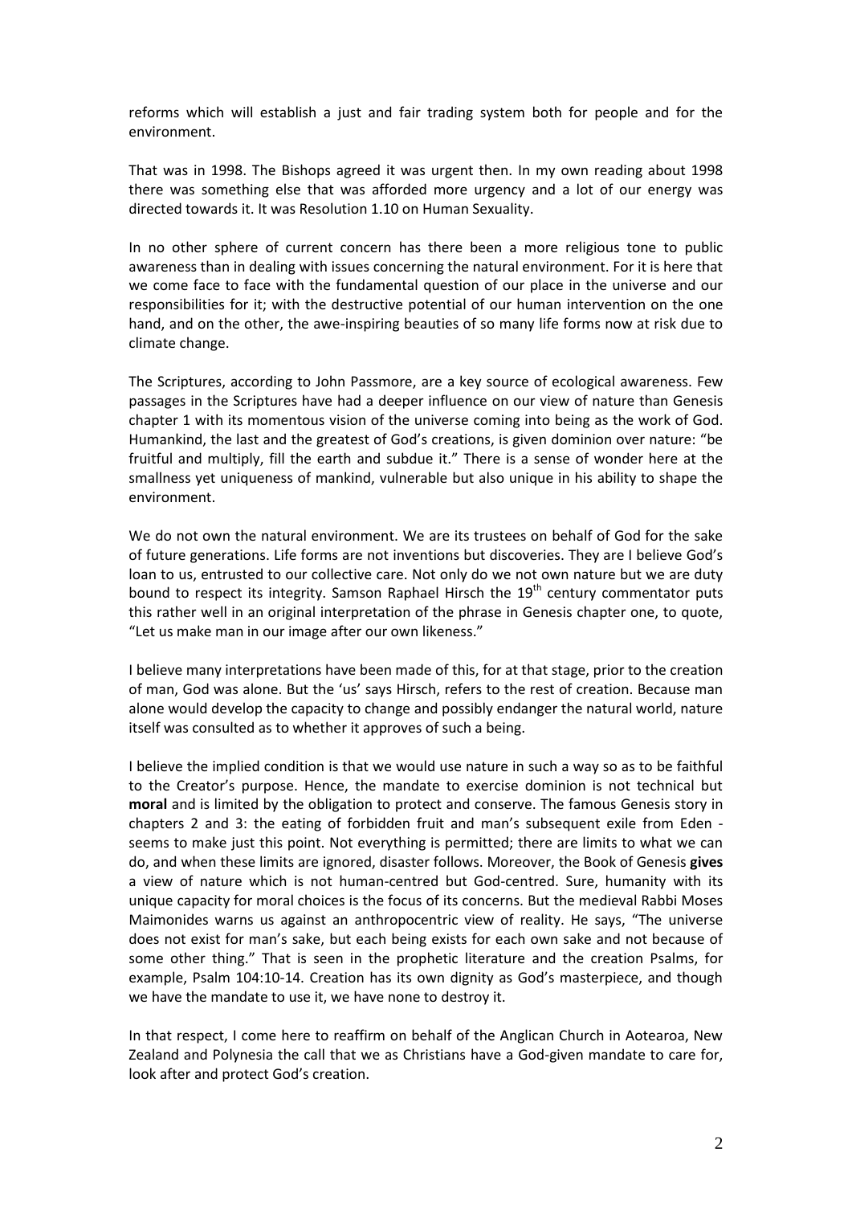reforms which will establish a just and fair trading system both for people and for the environment.

That was in 1998. The Bishops agreed it was urgent then. In my own reading about 1998 there was something else that was afforded more urgency and a lot of our energy was directed towards it. It was Resolution 1.10 on Human Sexuality.

In no other sphere of current concern has there been a more religious tone to public awareness than in dealing with issues concerning the natural environment. For it is here that we come face to face with the fundamental question of our place in the universe and our responsibilities for it; with the destructive potential of our human intervention on the one hand, and on the other, the awe-inspiring beauties of so many life forms now at risk due to climate change.

The Scriptures, according to John Passmore, are a key source of ecological awareness. Few passages in the Scriptures have had a deeper influence on our view of nature than Genesis chapter 1 with its momentous vision of the universe coming into being as the work of God. Humankind, the last and the greatest of God's creations, is given dominion over nature: "be fruitful and multiply, fill the earth and subdue it." There is a sense of wonder here at the smallness yet uniqueness of mankind, vulnerable but also unique in his ability to shape the environment.

We do not own the natural environment. We are its trustees on behalf of God for the sake of future generations. Life forms are not inventions but discoveries. They are I believe God's loan to us, entrusted to our collective care. Not only do we not own nature but we are duty bound to respect its integrity. Samson Raphael Hirsch the 19th century commentator puts this rather well in an original interpretation of the phrase in Genesis chapter one, to quote, "Let us make man in our image after our own likeness."

I believe many interpretations have been made of this, for at that stage, prior to the creation of man, God was alone. But the 'us' says Hirsch, refers to the rest of creation. Because man alone would develop the capacity to change and possibly endanger the natural world, nature itself was consulted as to whether it approves of such a being.

I believe the implied condition is that we would use nature in such a way so as to be faithful to the Creator's purpose. Hence, the mandate to exercise dominion is not technical but **moral** and is limited by the obligation to protect and conserve. The famous Genesis story in chapters 2 and 3: the eating of forbidden fruit and man's subsequent exile from Eden - seems to make just this point. Not everything is permitted; there are limits to what we can do, and when these limits are ignored, disaster follows. Moreover, the Book of Genesis **gives** a view of nature which is not human-centred but God-centred. Sure, humanity with its unique capacity for moral choices is the focus of its concerns. But the medieval Rabbi Moses Maimonides warns us against an anthropocentric view of reality. He says, "The universe does not exist for man's sake, but each being exists for each own sake and not because of some other thing." That is seen in the prophetic literature and the creation Psalms, for example, Psalm 104:10-14. Creation has its own dignity as God's masterpiece, and though we have the mandate to use it, we have none to destroy it.

In that respect, I come here to reaffirm on behalf of the Anglican Church in Aotearoa, New Zealand and Polynesia the call that we as Christians have a God-given mandate to care for, look after and protect God's creation.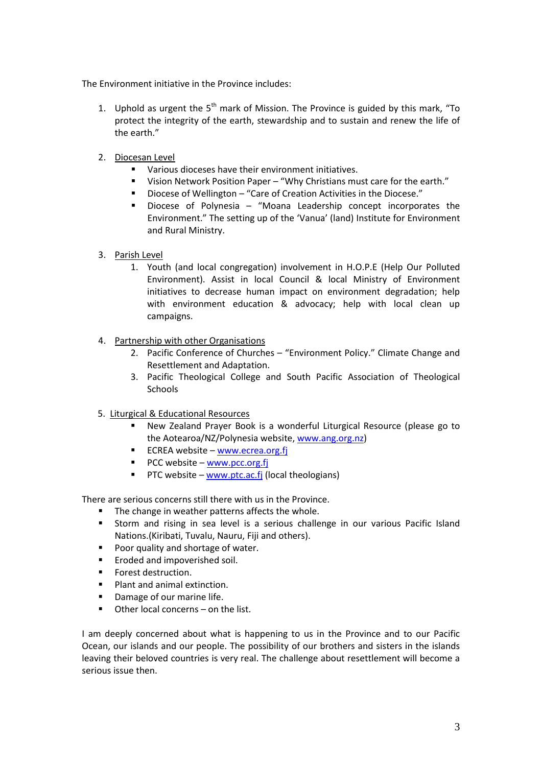The Environment initiative in the Province includes:

1. Uphold as urgent the 5th mark of Mission. The Province is guided by this mark, "To protect the integrity of the earth, stewardship and to sustain and renew the life of the earth."

2. Diocesan Level
   - Various dioceses have their environment initiatives.
   - Vision Network Position Paper – "Why Christians must care for the earth."
   - Diocese of Wellington – "Care of Creation Activities in the Diocese."
   - Diocese of Polynesia – "Moana Leadership concept incorporates the Environment." The setting up of the 'Vanua' (land) Institute for Environment and Rural Ministry.

3. Parish Level
   1. Youth (and local congregation) involvement in H.O.P.E (Help Our Polluted Environment). Assist in local Council & local Ministry of Environment initiatives to decrease human impact on environment degradation; help with environment education & advocacy; help with local clean up campaigns.

4. Partnership with other Organisations
   2. Pacific Conference of Churches – "Environment Policy." Climate Change and Resettlement and Adaptation.
   3. Pacific Theological College and South Pacific Association of Theological Schools

5. Liturgical & Educational Resources
   - New Zealand Prayer Book is a wonderful Liturgical Resource (please go to the Aotearoa/NZ/Polynesia website, www.ang.org.nz)
   - ECREA website – www.ecrea.org.fj
   - PCC website – www.pcc.org.fj
   - PTC website – www.ptc.ac.fj (local theologians)

There are serious concerns still there with us in the Province.

- The change in weather patterns affects the whole.
- Storm and rising in sea level is a serious challenge in our various Pacific Island Nations.(Kiribati, Tuvalu, Nauru, Fiji and others).
- Poor quality and shortage of water.
- Eroded and impoverished soil.
- Forest destruction.
- Plant and animal extinction.
- Damage of our marine life.
- Other local concerns – on the list.

I am deeply concerned about what is happening to us in the Province and to our Pacific Ocean, our islands and our people. The possibility of our brothers and sisters in the islands leaving their beloved countries is very real. The challenge about resettlement will become a serious issue then.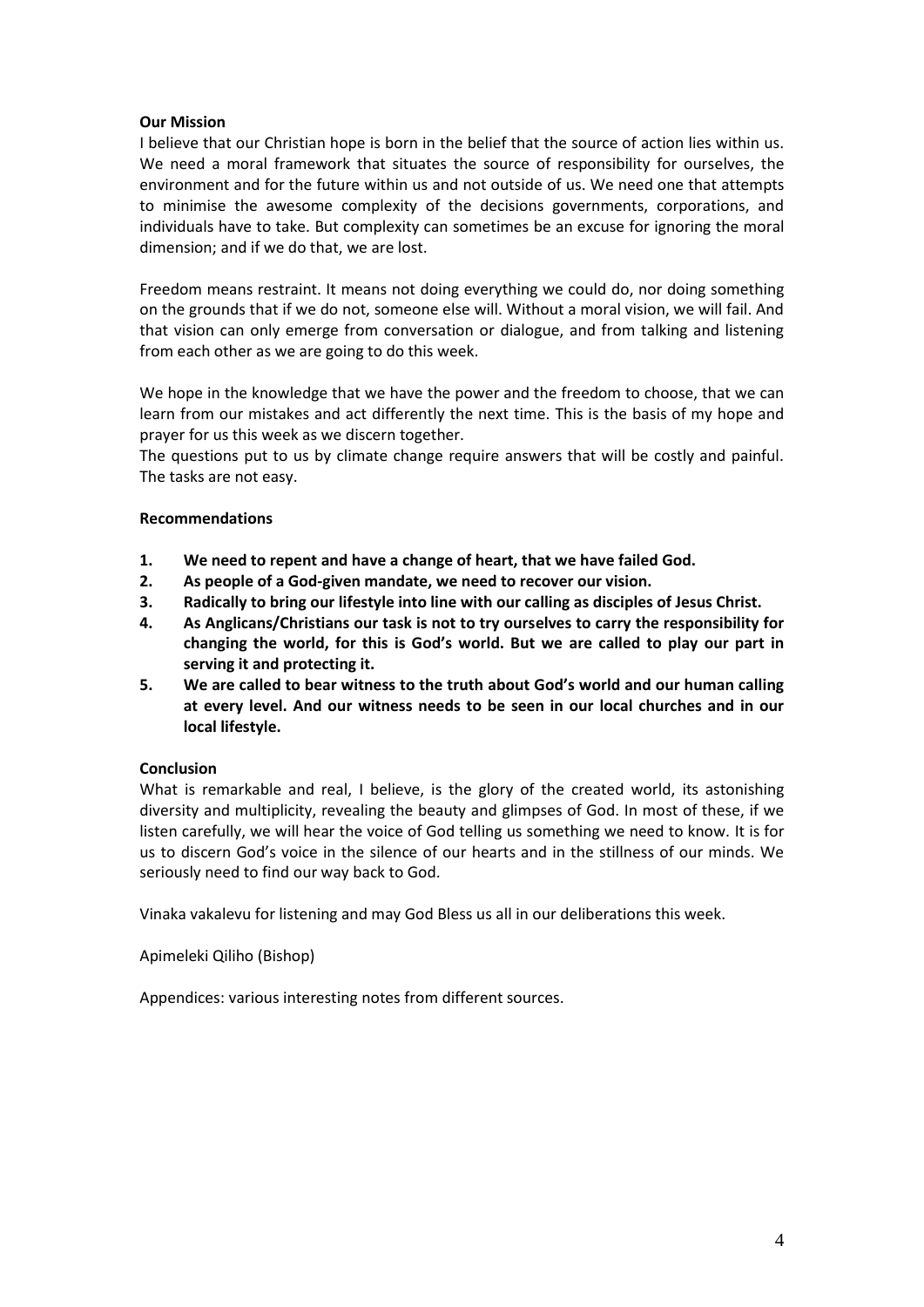**Our Mission**

I believe that our Christian hope is born in the belief that the source of action lies within us. We need a moral framework that situates the source of responsibility for ourselves, the environment and for the future within us and not outside of us. We need one that attempts to minimise the awesome complexity of the decisions governments, corporations, and individuals have to take. But complexity can sometimes be an excuse for ignoring the moral dimension; and if we do that, we are lost.

Freedom means restraint. It means not doing everything we could do, nor doing something on the grounds that if we do not, someone else will. Without a moral vision, we will fail. And that vision can only emerge from conversation or dialogue, and from talking and listening from each other as we are going to do this week.

We hope in the knowledge that we have the power and the freedom to choose, that we can learn from our mistakes and act differently the next time. This is the basis of my hope and prayer for us this week as we discern together.

The questions put to us by climate change require answers that will be costly and painful. The tasks are not easy.

**Recommendations**

1. **We need to repent and have a change of heart, that we have failed God.**
2. **As people of a God-given mandate, we need to recover our vision.**
3. **Radically to bring our lifestyle into line with our calling as disciples of Jesus Christ.**
4. **As Anglicans/Christians our task is not to try ourselves to carry the responsibility for changing the world, for this is God's world. But we are called to play our part in serving it and protecting it.**
5. **We are called to bear witness to the truth about God's world and our human calling at every level. And our witness needs to be seen in our local churches and in our local lifestyle.**

**Conclusion**

What is remarkable and real, I believe, is the glory of the created world, its astonishing diversity and multiplicity, revealing the beauty and glimpses of God. In most of these, if we listen carefully, we will hear the voice of God telling us something we need to know. It is for us to discern God's voice in the silence of our hearts and in the stillness of our minds. We seriously need to find our way back to God.

Vinaka vakalevu for listening and may God Bless us all in our deliberations this week.

Apimeleki Qiliho (Bishop)

Appendices: various interesting notes from different sources.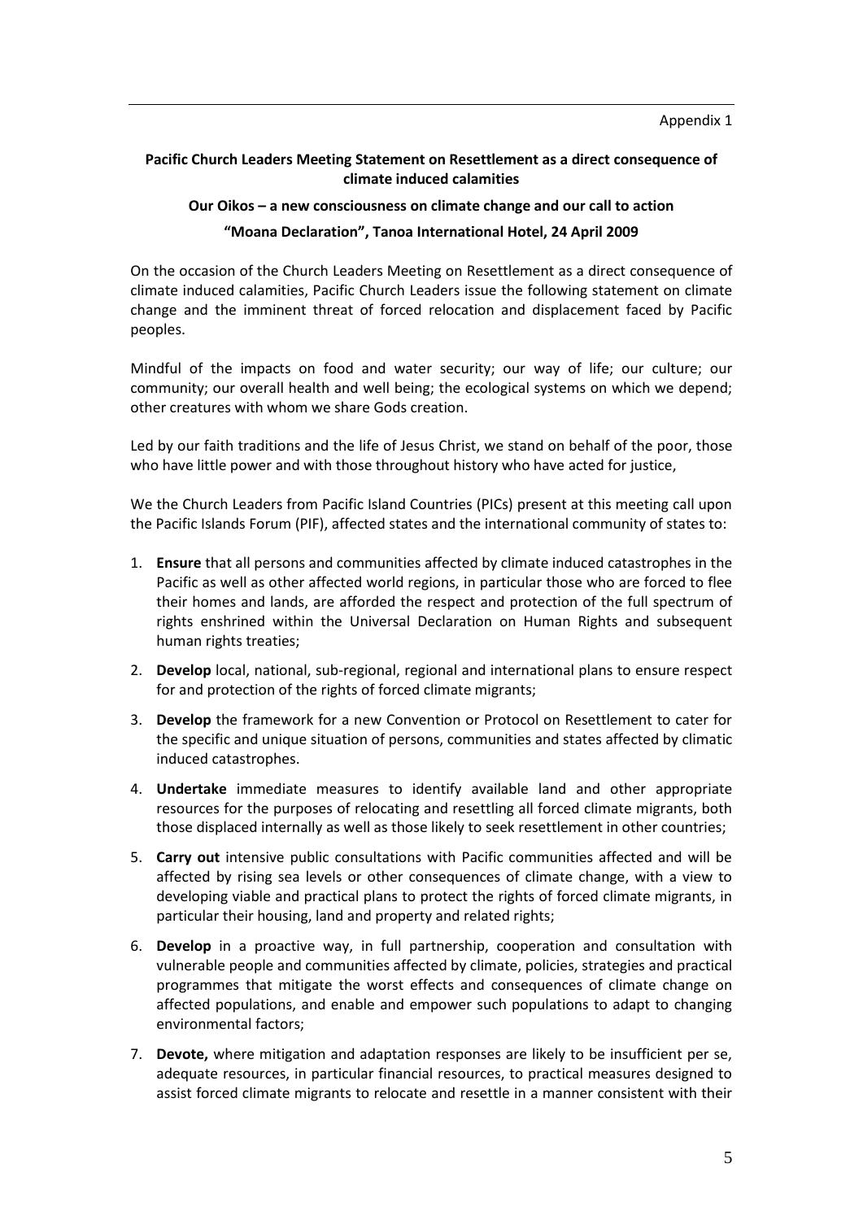Appendix 1

**Pacific Church Leaders Meeting Statement on Resettlement as a direct consequence of climate induced calamities**

**Our Oikos – a new consciousness on climate change and our call to action**

**"Moana Declaration", Tanoa International Hotel, 24 April 2009**

On the occasion of the Church Leaders Meeting on Resettlement as a direct consequence of climate induced calamities, Pacific Church Leaders issue the following statement on climate change and the imminent threat of forced relocation and displacement faced by Pacific peoples.

Mindful of the impacts on food and water security; our way of life; our culture; our community; our overall health and well being; the ecological systems on which we depend; other creatures with whom we share Gods creation.

Led by our faith traditions and the life of Jesus Christ, we stand on behalf of the poor, those who have little power and with those throughout history who have acted for justice,

We the Church Leaders from Pacific Island Countries (PICs) present at this meeting call upon the Pacific Islands Forum (PIF), affected states and the international community of states to:

1. **Ensure** that all persons and communities affected by climate induced catastrophes in the Pacific as well as other affected world regions, in particular those who are forced to flee their homes and lands, are afforded the respect and protection of the full spectrum of rights enshrined within the Universal Declaration on Human Rights and subsequent human rights treaties;
2. **Develop** local, national, sub-regional, regional and international plans to ensure respect for and protection of the rights of forced climate migrants;
3. **Develop** the framework for a new Convention or Protocol on Resettlement to cater for the specific and unique situation of persons, communities and states affected by climatic induced catastrophes.
4. **Undertake** immediate measures to identify available land and other appropriate resources for the purposes of relocating and resettling all forced climate migrants, both those displaced internally as well as those likely to seek resettlement in other countries;
5. **Carry out** intensive public consultations with Pacific communities affected and will be affected by rising sea levels or other consequences of climate change, with a view to developing viable and practical plans to protect the rights of forced climate migrants, in particular their housing, land and property and related rights;
6. **Develop** in a proactive way, in full partnership, cooperation and consultation with vulnerable people and communities affected by climate, policies, strategies and practical programmes that mitigate the worst effects and consequences of climate change on affected populations, and enable and empower such populations to adapt to changing environmental factors;
7. **Devote,** where mitigation and adaptation responses are likely to be insufficient per se, adequate resources, in particular financial resources, to practical measures designed to assist forced climate migrants to relocate and resettle in a manner consistent with their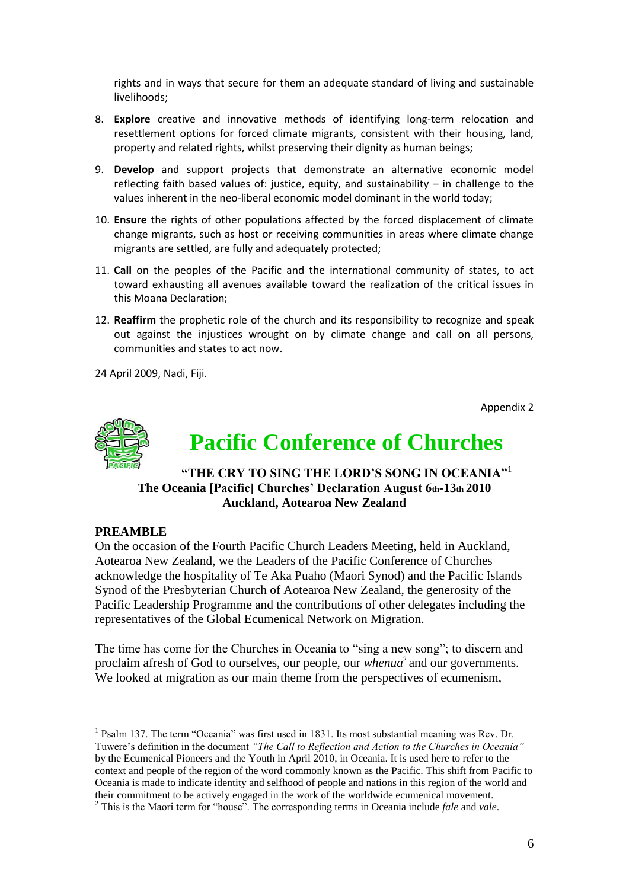rights and in ways that secure for them an adequate standard of living and sustainable livelihoods;

8. **Explore** creative and innovative methods of identifying long-term relocation and resettlement options for forced climate migrants, consistent with their housing, land, property and related rights, whilst preserving their dignity as human beings;
9. **Develop** and support projects that demonstrate an alternative economic model reflecting faith based values of: justice, equity, and sustainability – in challenge to the values inherent in the neo-liberal economic model dominant in the world today;
10. **Ensure** the rights of other populations affected by the forced displacement of climate change migrants, such as host or receiving communities in areas where climate change migrants are settled, are fully and adequately protected;
11. **Call** on the peoples of the Pacific and the international community of states, to act toward exhausting all avenues available toward the realization of the critical issues in this Moana Declaration;
12. **Reaffirm** the prophetic role of the church and its responsibility to recognize and speak out against the injustices wrought on by climate change and call on all persons, communities and states to act now.

24 April 2009, Nadi, Fiji.

---

Appendix 2

# Pacific Conference of Churches

**"THE CRY TO SING THE LORD'S SONG IN OCEANIA"**[1]
**The Oceania [Pacific] Churches' Declaration August 6th-13th 2010**
**Auckland, Aotearoa New Zealand**

## PREAMBLE

On the occasion of the Fourth Pacific Church Leaders Meeting, held in Auckland, Aotearoa New Zealand, we the Leaders of the Pacific Conference of Churches acknowledge the hospitality of Te Aka Puaho (Maori Synod) and the Pacific Islands Synod of the Presbyterian Church of Aotearoa New Zealand, the generosity of the Pacific Leadership Programme and the contributions of other delegates including the representatives of the Global Ecumenical Network on Migration.

The time has come for the Churches in Oceania to "sing a new song"; to discern and proclaim afresh of God to ourselves, our people, our *whenua*[2] and our governments. We looked at migration as our main theme from the perspectives of ecumenism,

---

[1] Psalm 137. The term "Oceania" was first used in 1831. Its most substantial meaning was Rev. Dr. Tuwere's definition in the document *"The Call to Reflection and Action to the Churches in Oceania"* by the Ecumenical Pioneers and the Youth in April 2010, in Oceania. It is used here to refer to the context and people of the region of the word commonly known as the Pacific. This shift from Pacific to Oceania is made to indicate identity and selfhood of people and nations in this region of the world and their commitment to be actively engaged in the work of the worldwide ecumenical movement.

[2] This is the Maori term for "house". The corresponding terms in Oceania include *fale* and *vale*.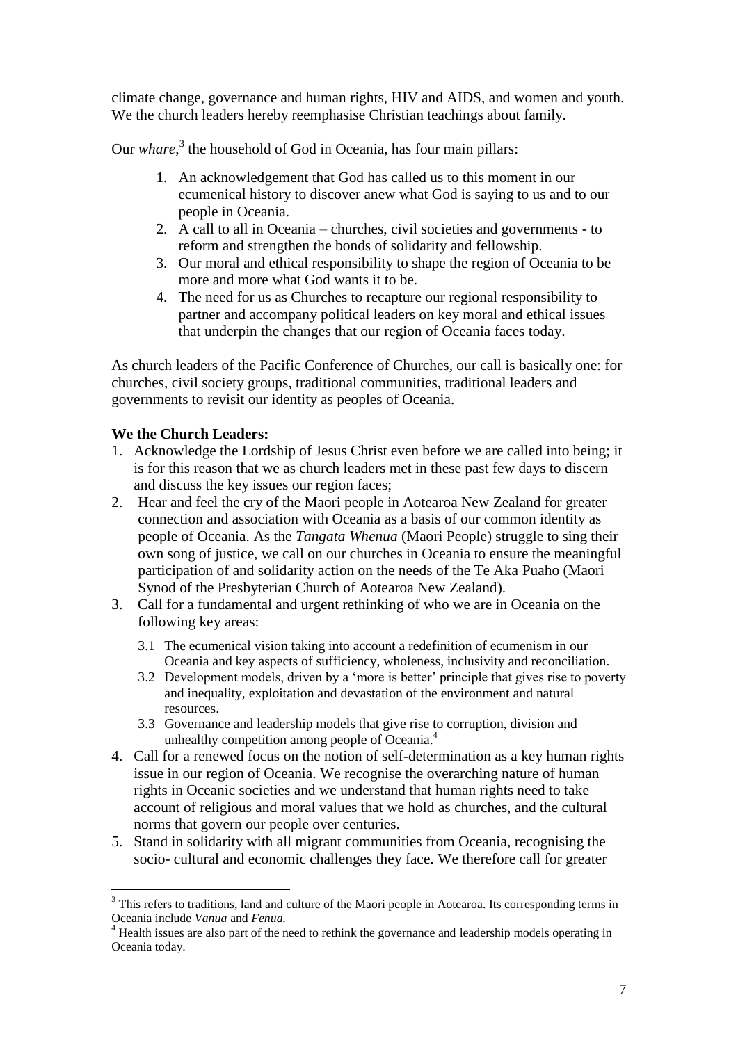climate change, governance and human rights, HIV and AIDS, and women and youth. We the church leaders hereby reemphasise Christian teachings about family.

Our *whare*,[3] the household of God in Oceania, has four main pillars:

1. An acknowledgement that God has called us to this moment in our ecumenical history to discover anew what God is saying to us and to our people in Oceania.
2. A call to all in Oceania – churches, civil societies and governments - to reform and strengthen the bonds of solidarity and fellowship.
3. Our moral and ethical responsibility to shape the region of Oceania to be more and more what God wants it to be.
4. The need for us as Churches to recapture our regional responsibility to partner and accompany political leaders on key moral and ethical issues that underpin the changes that our region of Oceania faces today.

As church leaders of the Pacific Conference of Churches, our call is basically one: for churches, civil society groups, traditional communities, traditional leaders and governments to revisit our identity as peoples of Oceania.

**We the Church Leaders:**

1. Acknowledge the Lordship of Jesus Christ even before we are called into being; it is for this reason that we as church leaders met in these past few days to discern and discuss the key issues our region faces;
2. Hear and feel the cry of the Maori people in Aotearoa New Zealand for greater connection and association with Oceania as a basis of our common identity as people of Oceania. As the *Tangata Whenua* (Maori People) struggle to sing their own song of justice, we call on our churches in Oceania to ensure the meaningful participation of and solidarity action on the needs of the Te Aka Puaho (Maori Synod of the Presbyterian Church of Aotearoa New Zealand).
3. Call for a fundamental and urgent rethinking of who we are in Oceania on the following key areas:
   - 3.1 The ecumenical vision taking into account a redefinition of ecumenism in our Oceania and key aspects of sufficiency, wholeness, inclusivity and reconciliation.
   - 3.2 Development models, driven by a 'more is better' principle that gives rise to poverty and inequality, exploitation and devastation of the environment and natural resources.
   - 3.3 Governance and leadership models that give rise to corruption, division and unhealthy competition among people of Oceania.[4]
4. Call for a renewed focus on the notion of self-determination as a key human rights issue in our region of Oceania. We recognise the overarching nature of human rights in Oceanic societies and we understand that human rights need to take account of religious and moral values that we hold as churches, and the cultural norms that govern our people over centuries.
5. Stand in solidarity with all migrant communities from Oceania, recognising the socio- cultural and economic challenges they face. We therefore call for greater

---

[3] This refers to traditions, land and culture of the Maori people in Aotearoa. Its corresponding terms in Oceania include *Vanua* and *Fenua*.

[4] Health issues are also part of the need to rethink the governance and leadership models operating in Oceania today.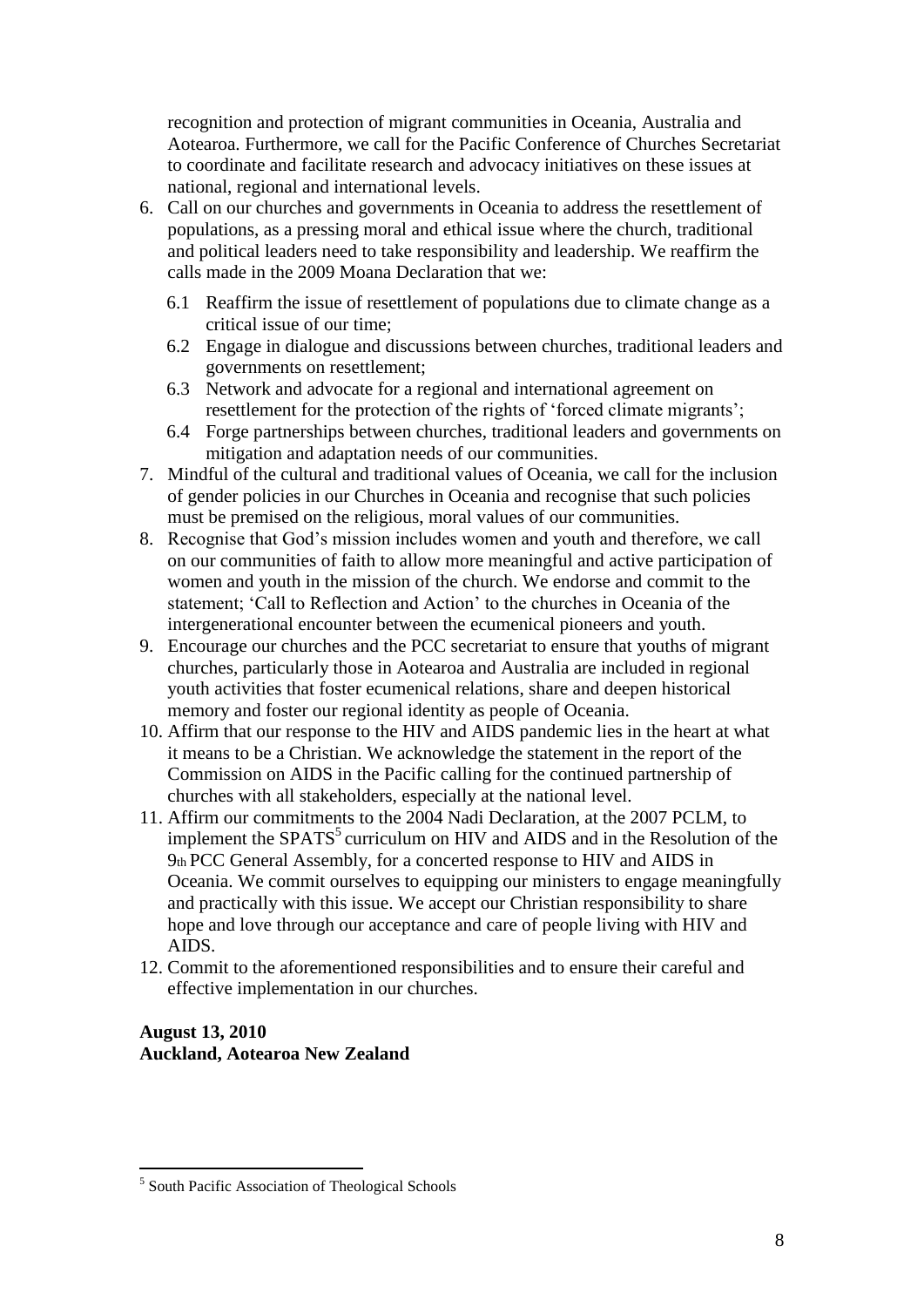recognition and protection of migrant communities in Oceania, Australia and Aotearoa. Furthermore, we call for the Pacific Conference of Churches Secretariat to coordinate and facilitate research and advocacy initiatives on these issues at national, regional and international levels.

6. Call on our churches and governments in Oceania to address the resettlement of populations, as a pressing moral and ethical issue where the church, traditional and political leaders need to take responsibility and leadership. We reaffirm the calls made in the 2009 Moana Declaration that we:
   - 6.1 Reaffirm the issue of resettlement of populations due to climate change as a critical issue of our time;
   - 6.2 Engage in dialogue and discussions between churches, traditional leaders and governments on resettlement;
   - 6.3 Network and advocate for a regional and international agreement on resettlement for the protection of the rights of 'forced climate migrants';
   - 6.4 Forge partnerships between churches, traditional leaders and governments on mitigation and adaptation needs of our communities.
7. Mindful of the cultural and traditional values of Oceania, we call for the inclusion of gender policies in our Churches in Oceania and recognise that such policies must be premised on the religious, moral values of our communities.
8. Recognise that God's mission includes women and youth and therefore, we call on our communities of faith to allow more meaningful and active participation of women and youth in the mission of the church. We endorse and commit to the statement; 'Call to Reflection and Action' to the churches in Oceania of the intergenerational encounter between the ecumenical pioneers and youth.
9. Encourage our churches and the PCC secretariat to ensure that youths of migrant churches, particularly those in Aotearoa and Australia are included in regional youth activities that foster ecumenical relations, share and deepen historical memory and foster our regional identity as people of Oceania.
10. Affirm that our response to the HIV and AIDS pandemic lies in the heart at what it means to be a Christian. We acknowledge the statement in the report of the Commission on AIDS in the Pacific calling for the continued partnership of churches with all stakeholders, especially at the national level.
11. Affirm our commitments to the 2004 Nadi Declaration, at the 2007 PCLM, to implement the SPATS[5] curriculum on HIV and AIDS and in the Resolution of the 9th PCC General Assembly, for a concerted response to HIV and AIDS in Oceania. We commit ourselves to equipping our ministers to engage meaningfully and practically with this issue. We accept our Christian responsibility to share hope and love through our acceptance and care of people living with HIV and AIDS.
12. Commit to the aforementioned responsibilities and to ensure their careful and effective implementation in our churches.

**August 13, 2010**
**Auckland, Aotearoa New Zealand**

[5] South Pacific Association of Theological Schools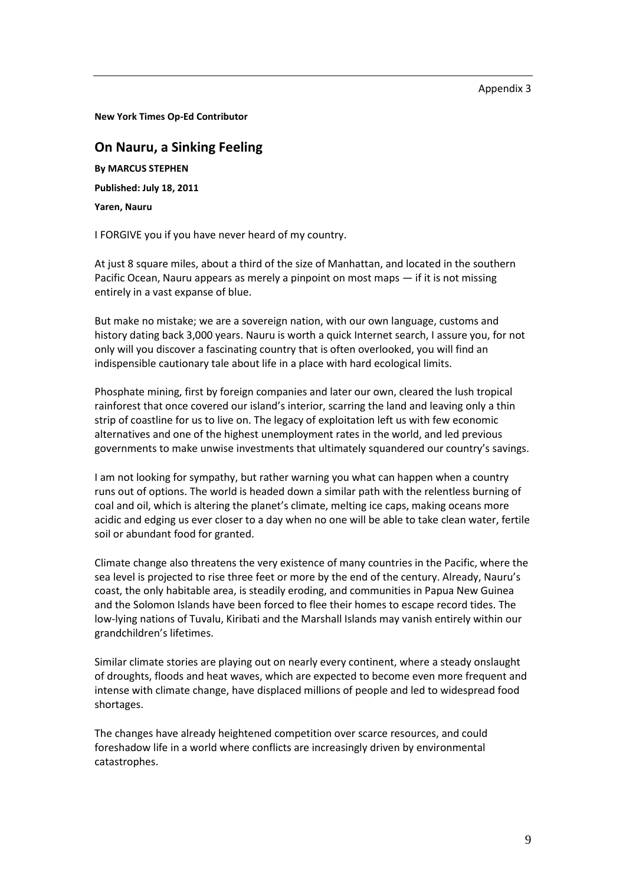Appendix 3

**New York Times Op-Ed Contributor**

## On Nauru, a Sinking Feeling

**By MARCUS STEPHEN**

**Published: July 18, 2011**

**Yaren, Nauru**

I FORGIVE you if you have never heard of my country.

At just 8 square miles, about a third of the size of Manhattan, and located in the southern Pacific Ocean, Nauru appears as merely a pinpoint on most maps — if it is not missing entirely in a vast expanse of blue.

But make no mistake; we are a sovereign nation, with our own language, customs and history dating back 3,000 years. Nauru is worth a quick Internet search, I assure you, for not only will you discover a fascinating country that is often overlooked, you will find an indispensible cautionary tale about life in a place with hard ecological limits.

Phosphate mining, first by foreign companies and later our own, cleared the lush tropical rainforest that once covered our island's interior, scarring the land and leaving only a thin strip of coastline for us to live on. The legacy of exploitation left us with few economic alternatives and one of the highest unemployment rates in the world, and led previous governments to make unwise investments that ultimately squandered our country's savings.

I am not looking for sympathy, but rather warning you what can happen when a country runs out of options. The world is headed down a similar path with the relentless burning of coal and oil, which is altering the planet's climate, melting ice caps, making oceans more acidic and edging us ever closer to a day when no one will be able to take clean water, fertile soil or abundant food for granted.

Climate change also threatens the very existence of many countries in the Pacific, where the sea level is projected to rise three feet or more by the end of the century. Already, Nauru's coast, the only habitable area, is steadily eroding, and communities in Papua New Guinea and the Solomon Islands have been forced to flee their homes to escape record tides. The low-lying nations of Tuvalu, Kiribati and the Marshall Islands may vanish entirely within our grandchildren's lifetimes.

Similar climate stories are playing out on nearly every continent, where a steady onslaught of droughts, floods and heat waves, which are expected to become even more frequent and intense with climate change, have displaced millions of people and led to widespread food shortages.

The changes have already heightened competition over scarce resources, and could foreshadow life in a world where conflicts are increasingly driven by environmental catastrophes.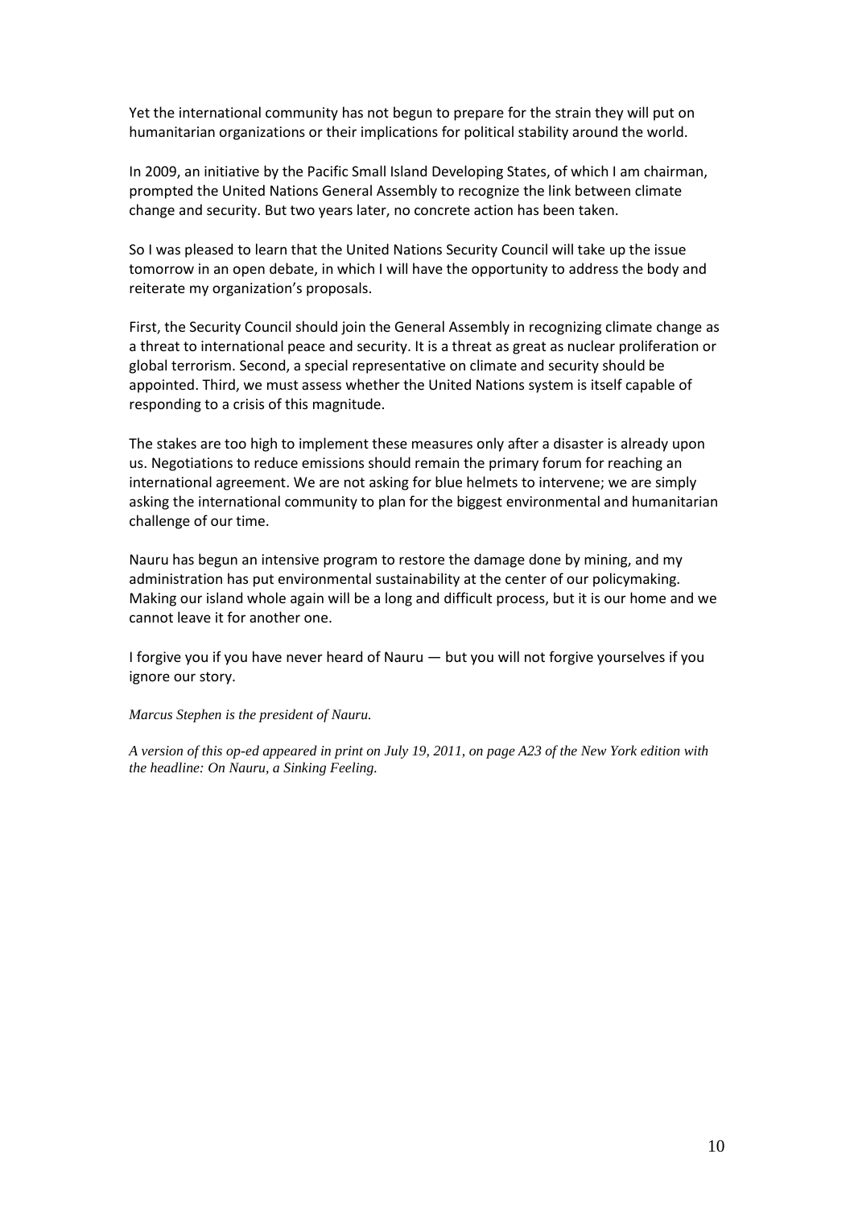Yet the international community has not begun to prepare for the strain they will put on humanitarian organizations or their implications for political stability around the world.

In 2009, an initiative by the Pacific Small Island Developing States, of which I am chairman, prompted the United Nations General Assembly to recognize the link between climate change and security. But two years later, no concrete action has been taken.

So I was pleased to learn that the United Nations Security Council will take up the issue tomorrow in an open debate, in which I will have the opportunity to address the body and reiterate my organization's proposals.

First, the Security Council should join the General Assembly in recognizing climate change as a threat to international peace and security. It is a threat as great as nuclear proliferation or global terrorism. Second, a special representative on climate and security should be appointed. Third, we must assess whether the United Nations system is itself capable of responding to a crisis of this magnitude.

The stakes are too high to implement these measures only after a disaster is already upon us. Negotiations to reduce emissions should remain the primary forum for reaching an international agreement. We are not asking for blue helmets to intervene; we are simply asking the international community to plan for the biggest environmental and humanitarian challenge of our time.

Nauru has begun an intensive program to restore the damage done by mining, and my administration has put environmental sustainability at the center of our policymaking. Making our island whole again will be a long and difficult process, but it is our home and we cannot leave it for another one.

I forgive you if you have never heard of Nauru — but you will not forgive yourselves if you ignore our story.

*Marcus Stephen is the president of Nauru.*

*A version of this op-ed appeared in print on July 19, 2011, on page A23 of the New York edition with the headline: On Nauru, a Sinking Feeling.*